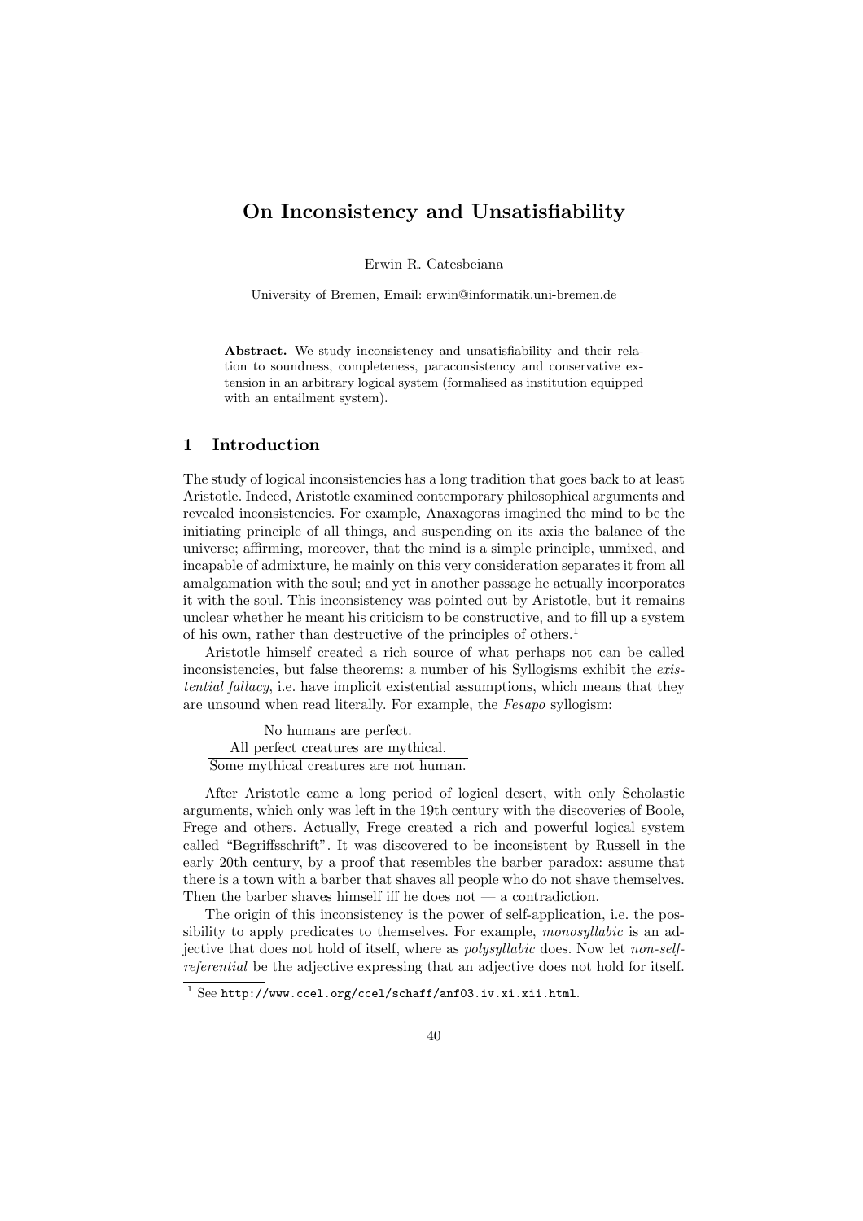# On Inconsistency and Unsatisfiability

Erwin R. Catesbeiana

University of Bremen, Email: erwin@informatik.uni-bremen.de

**Abstract.** We study inconsistency and unsatisfiability and their relation to soundness, completeness, paraconsistency and conservative extension in an arbitrary logical system (formalised as institution equipped with an entailment system).

## 1 Introduction

The study of logical inconsistencies has a long tradition that goes back to at least Aristotle. Indeed, Aristotle examined contemporary philosophical arguments and revealed inconsistencies. For example, Anaxagoras imagined the mind to be the initiating principle of all things, and suspending on its axis the balance of the universe; affirming, moreover, that the mind is a simple principle, unmixed, and incapable of admixture, he mainly on this very consideration separates it from all amalgamation with the soul; and yet in another passage he actually incorporates it with the soul. This inconsistency was pointed out by Aristotle, but it remains unclear whether he meant his criticism to be constructive, and to fill up a system of his own, rather than destructive of the principles of others.[1]

Aristotle himself created a rich source of what perhaps not can be called inconsistencies, but false theorems: a number of his Syllogisms exhibit the *existential fallacy*, i.e. have implicit existential assumptions, which means that they are unsound when read literally. For example, the *Fesapo* syllogism:

No humans are perfect.
All perfect creatures are mythical.
———————————————
Some mythical creatures are not human.

After Aristotle came a long period of logical desert, with only Scholastic arguments, which only was left in the 19th century with the discoveries of Boole, Frege and others. Actually, Frege created a rich and powerful logical system called "Begriffsschrift". It was discovered to be inconsistent by Russell in the early 20th century, by a proof that resembles the barber paradox: assume that there is a town with a barber that shaves all people who do not shave themselves. Then the barber shaves himself iff he does not — a contradiction.

The origin of this inconsistency is the power of self-application, i.e. the possibility to apply predicates to themselves. For example, *monosyllabic* is an adjective that does not hold of itself, where as *polysyllabic* does. Now let *non-self-referential* be the adjective expressing that an adjective does not hold for itself.

[1] See `http://www.ccel.org/ccel/schaff/anf03.iv.xi.xii.html`.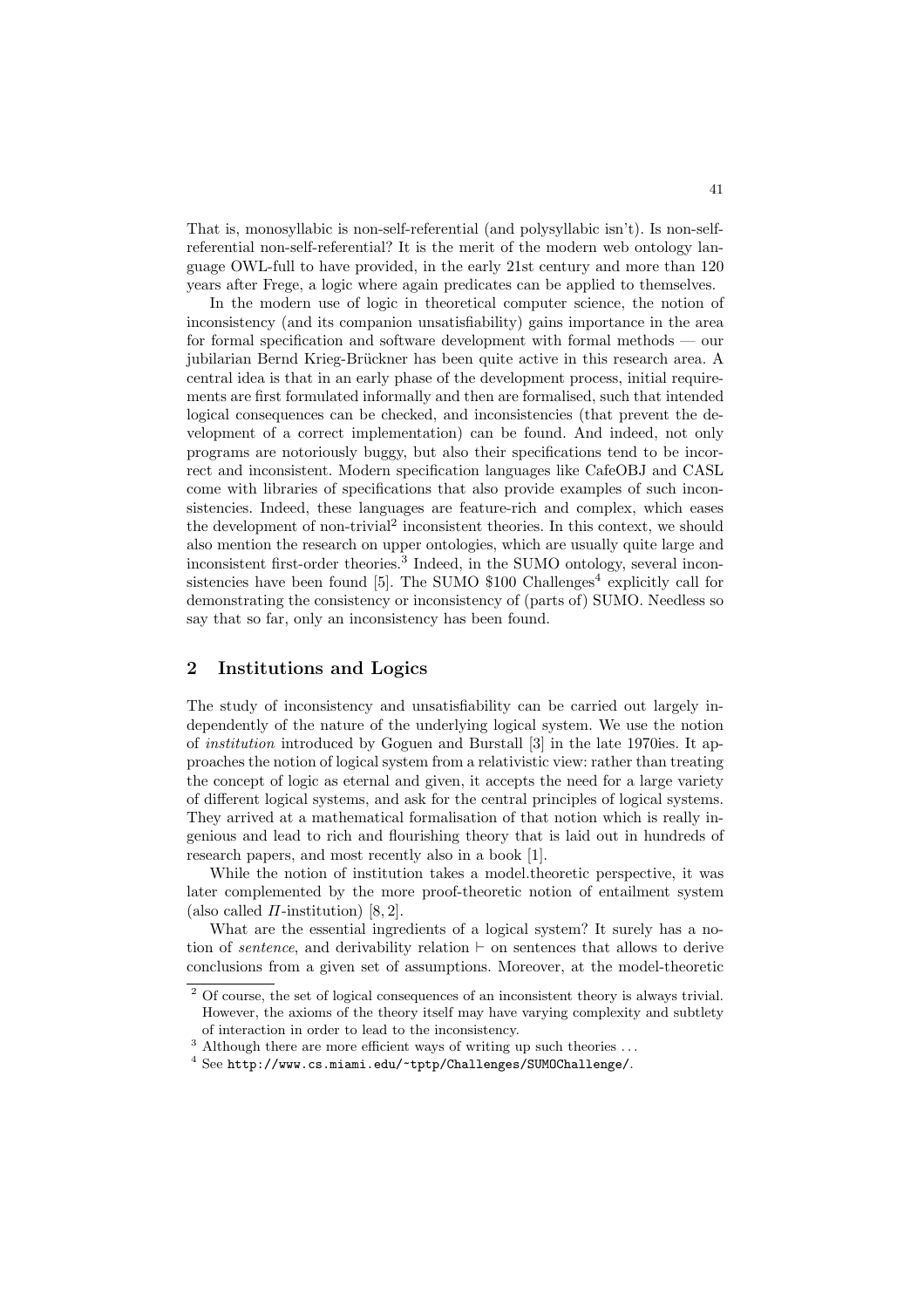That is, monosyllabic is non-self-referential (and polysyllabic isn't). Is non-self-referential non-self-referential? It is the merit of the modern web ontology language OWL-full to have provided, in the early 21st century and more than 120 years after Frege, a logic where again predicates can be applied to themselves.

In the modern use of logic in theoretical computer science, the notion of inconsistency (and its companion unsatisfiability) gains importance in the area for formal specification and software development with formal methods — our jubilarian Bernd Krieg-Brückner has been quite active in this research area. A central idea is that in an early phase of the development process, initial requirements are first formulated informally and then are formalised, such that intended logical consequences can be checked, and inconsistencies (that prevent the development of a correct implementation) can be found. And indeed, not only programs are notoriously buggy, but also their specifications tend to be incorrect and inconsistent. Modern specification languages like CafeOBJ and CASL come with libraries of specifications that also provide examples of such inconsistencies. Indeed, these languages are feature-rich and complex, which eases the development of non-trivial[2] inconsistent theories. In this context, we should also mention the research on upper ontologies, which are usually quite large and inconsistent first-order theories.[3] Indeed, in the SUMO ontology, several inconsistencies have been found [5]. The SUMO \$100 Challenges[4] explicitly call for demonstrating the consistency or inconsistency of (parts of) SUMO. Needless so say that so far, only an inconsistency has been found.

## 2 Institutions and Logics

The study of inconsistency and unsatisfiability can be carried out largely independently of the nature of the underlying logical system. We use the notion of *institution* introduced by Goguen and Burstall [3] in the late 1970ies. It approaches the notion of logical system from a relativistic view: rather than treating the concept of logic as eternal and given, it accepts the need for a large variety of different logical systems, and ask for the central principles of logical systems. They arrived at a mathematical formalisation of that notion which is really ingenious and lead to rich and flourishing theory that is laid out in hundreds of research papers, and most recently also in a book [1].

While the notion of institution takes a model.theoretic perspective, it was later complemented by the more proof-theoretic notion of entailment system (also called $\Pi$-institution) [8, 2].

What are the essential ingredients of a logical system? It surely has a notion of *sentence*, and derivability relation $\vdash$ on sentences that allows to derive conclusions from a given set of assumptions. Moreover, at the model-theoretic

[2] Of course, the set of logical consequences of an inconsistent theory is always trivial. However, the axioms of the theory itself may have varying complexity and subtlety of interaction in order to lead to the inconsistency.

[3] Although there are more efficient ways of writing up such theories ...

[4] See http://www.cs.miami.edu/~tptp/Challenges/SUMOChallenge/.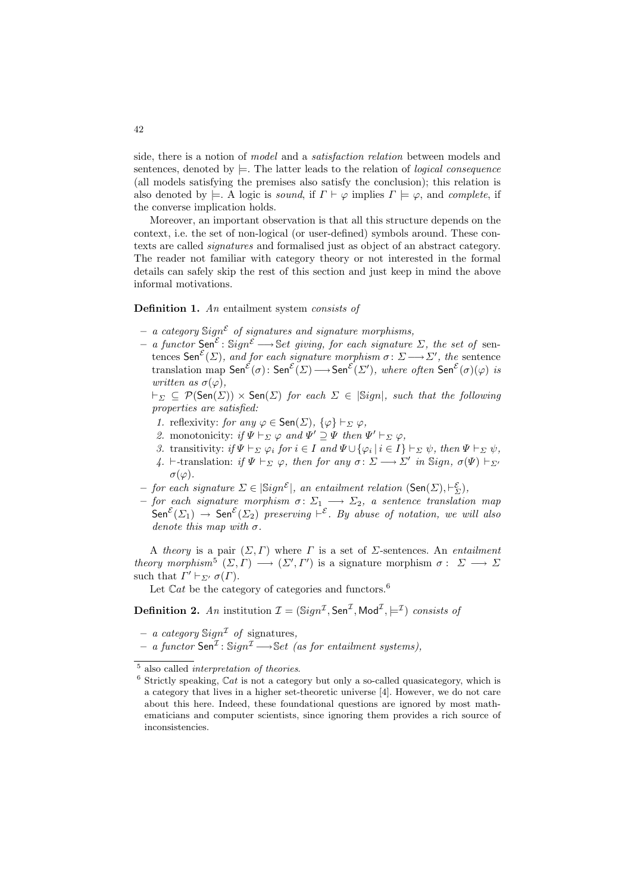side, there is a notion of *model* and a *satisfaction relation* between models and sentences, denoted by $\models$. The latter leads to the relation of *logical consequence* (all models satisfying the premises also satisfy the conclusion); this relation is also denoted by $\models$. A logic is *sound*, if $\Gamma \vdash \varphi$ implies $\Gamma \models \varphi$, and *complete*, if the converse implication holds.

Moreover, an important observation is that all this structure depends on the context, i.e. the set of non-logical (or user-defined) symbols around. These contexts are called *signatures* and formalised just as object of an abstract category. The reader not familiar with category theory or not interested in the formal details can safely skip the rest of this section and just keep in mind the above informal motivations.

**Definition 1.** *An* entailment system *consists of*

- *a category* $\mathbb{S}ign^{\mathcal{E}}$ *of signatures and signature morphisms,*
- *a functor* $\mathsf{Sen}^{\mathcal{E}}\colon \mathbb{S}ign^{\mathcal{E}} \longrightarrow \mathbb{S}et$ *giving, for each signature* $\Sigma$*, the set of* sentences $\mathsf{Sen}^{\mathcal{E}}(\Sigma)$*, and for each signature morphism* $\sigma\colon \Sigma \longrightarrow \Sigma'$*, the* sentence translation map $\mathsf{Sen}^{\mathcal{E}}(\sigma)\colon \mathsf{Sen}^{\mathcal{E}}(\Sigma) \longrightarrow \mathsf{Sen}^{\mathcal{E}}(\Sigma')$*, where often* $\mathsf{Sen}^{\mathcal{E}}(\sigma)(\varphi)$ *is written as* $\sigma(\varphi)$*,*

  $\vdash_\Sigma \subseteq \mathcal{P}(\mathsf{Sen}(\Sigma)) \times \mathsf{Sen}(\Sigma)$ *for each* $\Sigma \in |\mathbb{S}ign|$*, such that the following properties are satisfied:*

  1. reflexivity: *for any* $\varphi \in \mathsf{Sen}(\Sigma)$*,* $\{\varphi\} \vdash_\Sigma \varphi$*,*
  2. monotonicity: *if* $\Psi \vdash_\Sigma \varphi$ *and* $\Psi' \supseteq \Psi$ *then* $\Psi' \vdash_\Sigma \varphi$*,*
  3. transitivity: *if* $\Psi \vdash_\Sigma \varphi_i$ *for* $i \in I$ *and* $\Psi \cup \{\varphi_i \mid i \in I\} \vdash_\Sigma \psi$*, then* $\Psi \vdash_\Sigma \psi$*,*
  4. $\vdash$-translation: *if* $\Psi \vdash_\Sigma \varphi$*, then for any* $\sigma\colon \Sigma \longrightarrow \Sigma'$ *in* $\mathbb{S}ign$*,* $\sigma(\Psi) \vdash_{\Sigma'} \sigma(\varphi)$*.*
- *for each signature* $\Sigma \in |\mathbb{S}ign^{\mathcal{E}}|$*, an entailment relation* $(\mathsf{Sen}(\Sigma), \vdash^{\mathcal{E}}_{\Sigma})$*,*
- *for each signature morphism* $\sigma\colon \Sigma_1 \longrightarrow \Sigma_2$*, a sentence translation map* $\mathsf{Sen}^{\mathcal{E}}(\Sigma_1) \rightarrow \mathsf{Sen}^{\mathcal{E}}(\Sigma_2)$ *preserving* $\vdash^{\mathcal{E}}$*. By abuse of notation, we will also denote this map with* $\sigma$*.*

A *theory* is a pair $(\Sigma, \Gamma)$ where $\Gamma$ is a set of $\Sigma$-sentences. An *entailment theory morphism*[5] $(\Sigma, \Gamma) \longrightarrow (\Sigma', \Gamma')$ is a signature morphism $\sigma:\ \Sigma \longrightarrow \Sigma$ such that $\Gamma' \vdash_{\Sigma'} \sigma(\Gamma)$.

Let $\mathbb{C}at$ be the category of categories and functors.[6]

**Definition 2.** *An* institution $\mathcal{I} = (\mathbb{S}ign^{\mathcal{I}}, \mathsf{Sen}^{\mathcal{I}}, \mathsf{Mod}^{\mathcal{I}}, \models^{\mathcal{I}})$ *consists of*

- *a category* $\mathbb{S}ign^{\mathcal{I}}$ *of* signatures*,*
- *a functor* $\mathsf{Sen}^{\mathcal{I}}\colon \mathbb{S}ign^{\mathcal{I}} \longrightarrow \mathbb{S}et$ *(as for entailment systems),*

---

[5] also called *interpretation of theories*.

[6] Strictly speaking, $\mathbb{C}at$ is not a category but only a so-called quasicategory, which is a category that lives in a higher set-theoretic universe [4]. However, we do not care about this here. Indeed, these foundational questions are ignored by most mathematicians and computer scientists, since ignoring them provides a rich source of inconsistencies.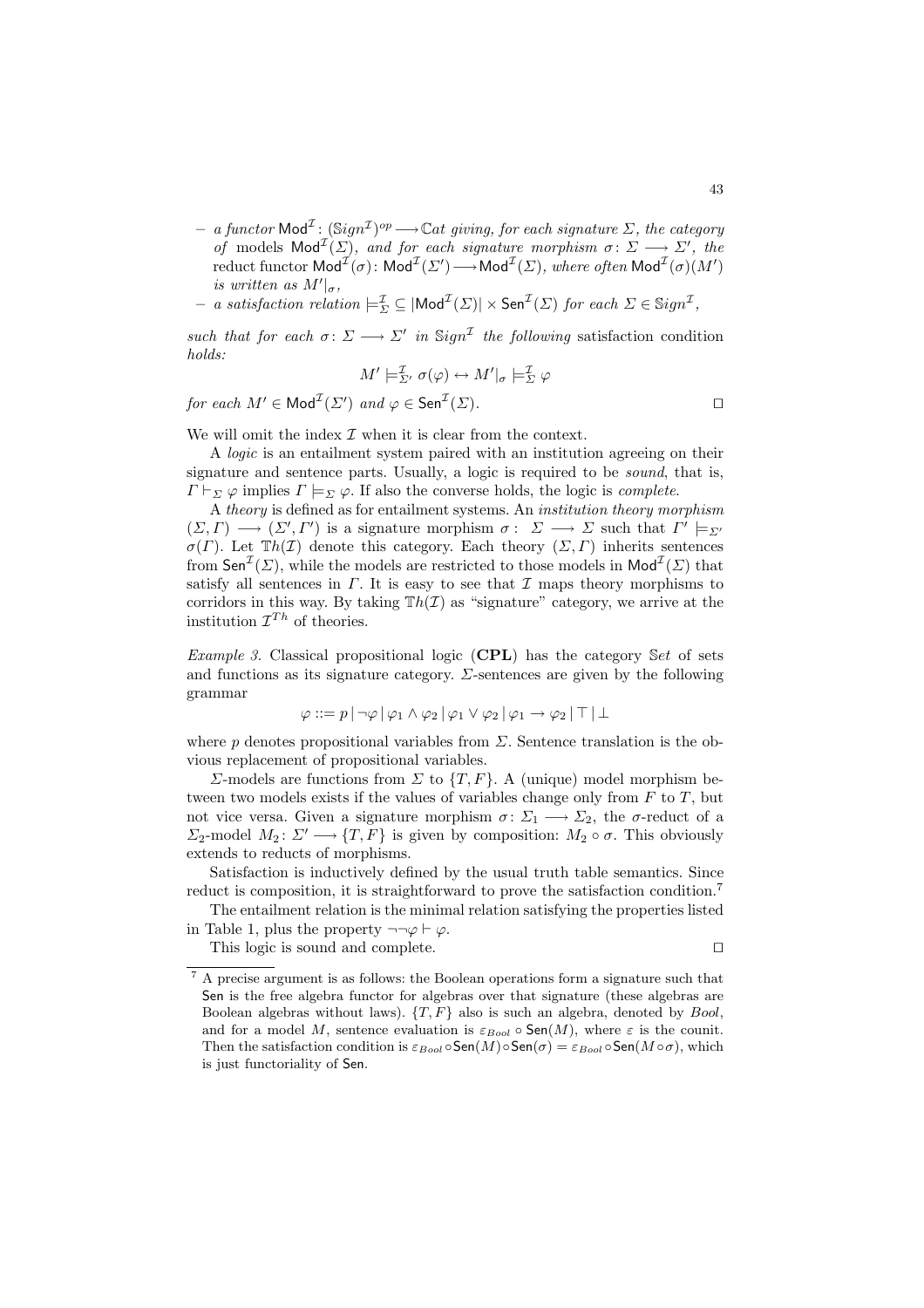– *a functor* $\mathsf{Mod}^{\mathcal{I}}\colon (\mathbb{S}ign^{\mathcal{I}})^{op} \longrightarrow \mathbb{C}at$ *giving, for each signature* $\Sigma$*, the category of* models $\mathsf{Mod}^{\mathcal{I}}(\Sigma)$*, and for each signature morphism* $\sigma\colon \Sigma \longrightarrow \Sigma'$*, the* reduct functor $\mathsf{Mod}^{\mathcal{I}}(\sigma)\colon \mathsf{Mod}^{\mathcal{I}}(\Sigma') \longrightarrow \mathsf{Mod}^{\mathcal{I}}(\Sigma)$*, where often* $\mathsf{Mod}^{\mathcal{I}}(\sigma)(M')$ *is written as* $M'|_\sigma$*,*
– *a satisfaction relation* $\models^{\mathcal{I}}_{\Sigma} \subseteq |\mathsf{Mod}^{\mathcal{I}}(\Sigma)| \times \mathsf{Sen}^{\mathcal{I}}(\Sigma)$ *for each* $\Sigma \in \mathbb{S}ign^{\mathcal{I}}$*,*

*such that for each* $\sigma\colon \Sigma \longrightarrow \Sigma'$ *in* $\mathbb{S}ign^{\mathcal{I}}$ *the following* satisfaction condition *holds:*

$$M' \models^{\mathcal{I}}_{\Sigma'} \sigma(\varphi) \leftrightarrow M'|_\sigma \models^{\mathcal{I}}_{\Sigma} \varphi$$

*for each* $M' \in \mathsf{Mod}^{\mathcal{I}}(\Sigma')$ *and* $\varphi \in \mathsf{Sen}^{\mathcal{I}}(\Sigma)$*.* □

We will omit the index $\mathcal{I}$ when it is clear from the context.

A *logic* is an entailment system paired with an institution agreeing on their signature and sentence parts. Usually, a logic is required to be *sound*, that is, $\Gamma \vdash_\Sigma \varphi$ implies $\Gamma \models_\Sigma \varphi$. If also the converse holds, the logic is *complete*.

A *theory* is defined as for entailment systems. An *institution theory morphism* $(\Sigma, \Gamma) \longrightarrow (\Sigma', \Gamma')$ is a signature morphism $\sigma\colon\ \Sigma \longrightarrow \Sigma$ such that $\Gamma' \models_{\Sigma'} \sigma(\Gamma)$. Let $\mathbb{T}h(\mathcal{I})$ denote this category. Each theory $(\Sigma, \Gamma)$ inherits sentences from $\mathsf{Sen}^{\mathcal{I}}(\Sigma)$, while the models are restricted to those models in $\mathsf{Mod}^{\mathcal{I}}(\Sigma)$ that satisfy all sentences in $\Gamma$. It is easy to see that $\mathcal{I}$ maps theory morphisms to corridors in this way. By taking $\mathbb{T}h(\mathcal{I})$ as "signature" category, we arrive at the institution $\mathcal{I}^{Th}$ of theories.

*Example 3.* Classical propositional logic (**CPL**) has the category $\mathbb{S}et$ of sets and functions as its signature category. $\Sigma$-sentences are given by the following grammar

$$\varphi ::= p \,|\, \neg\varphi \,|\, \varphi_1 \wedge \varphi_2 \,|\, \varphi_1 \vee \varphi_2 \,|\, \varphi_1 \rightarrow \varphi_2 \,|\, \top \,|\, \bot$$

where $p$ denotes propositional variables from $\Sigma$. Sentence translation is the obvious replacement of propositional variables.

$\Sigma$-models are functions from $\Sigma$ to $\{T, F\}$. A (unique) model morphism between two models exists if the values of variables change only from $F$ to $T$, but not vice versa. Given a signature morphism $\sigma\colon \Sigma_1 \longrightarrow \Sigma_2$, the $\sigma$-reduct of a $\Sigma_2$-model $M_2\colon \Sigma' \longrightarrow \{T, F\}$ is given by composition: $M_2 \circ \sigma$. This obviously extends to reducts of morphisms.

Satisfaction is inductively defined by the usual truth table semantics. Since reduct is composition, it is straightforward to prove the satisfaction condition.[7]

The entailment relation is the minimal relation satisfying the properties listed in Table 1, plus the property $\neg\neg\varphi \vdash \varphi$.

This logic is sound and complete. □

[7] A precise argument is as follows: the Boolean operations form a signature such that $\mathsf{Sen}$ is the free algebra functor for algebras over that signature (these algebras are Boolean algebras without laws). $\{T, F\}$ also is such an algebra, denoted by $Bool$, and for a model $M$, sentence evaluation is $\varepsilon_{Bool} \circ \mathsf{Sen}(M)$, where $\varepsilon$ is the counit. Then the satisfaction condition is $\varepsilon_{Bool} \circ \mathsf{Sen}(M) \circ \mathsf{Sen}(\sigma) = \varepsilon_{Bool} \circ \mathsf{Sen}(M \circ \sigma)$, which is just functoriality of $\mathsf{Sen}$.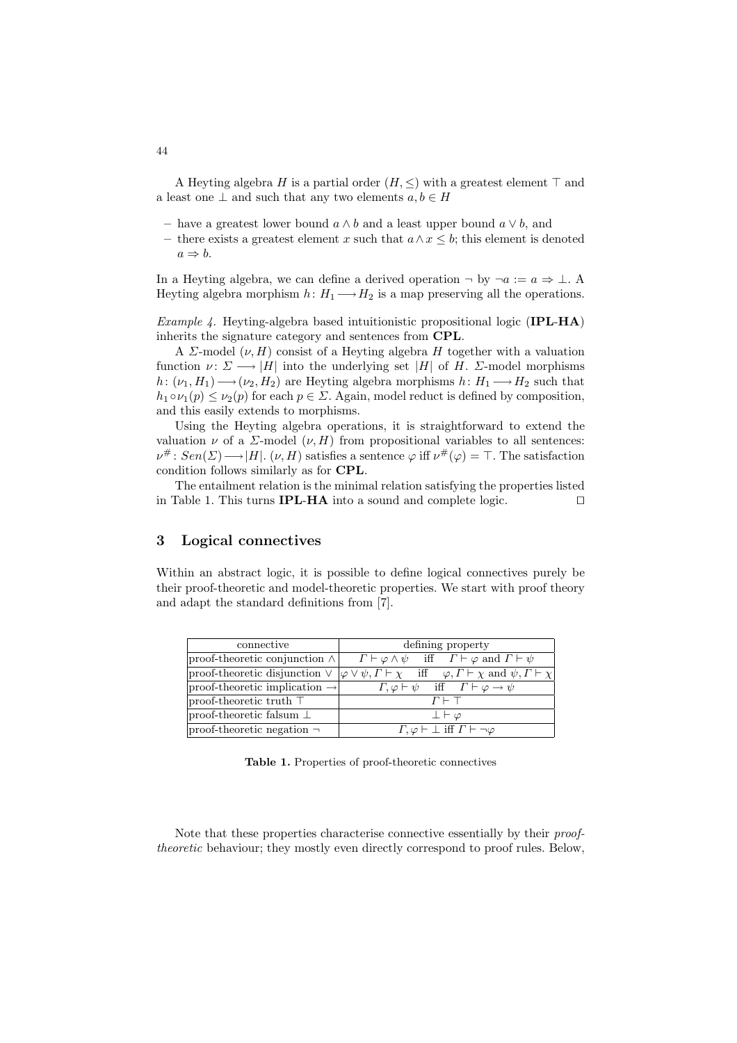A Heyting algebra $H$ is a partial order $(H, \leq)$ with a greatest element $\top$ and a least one $\bot$ and such that any two elements $a, b \in H$

- have a greatest lower bound $a \wedge b$ and a least upper bound $a \vee b$, and
- there exists a greatest element $x$ such that $a \wedge x \leq b$; this element is denoted $a \Rightarrow b$.

In a Heyting algebra, we can define a derived operation $\neg$ by $\neg a := a \Rightarrow \bot$. A Heyting algebra morphism $h\colon H_1 \longrightarrow H_2$ is a map preserving all the operations.

*Example 4.* Heyting-algebra based intuitionistic propositional logic (**IPL-HA**) inherits the signature category and sentences from **CPL**.

A $\Sigma$-model $(\nu, H)$ consist of a Heyting algebra $H$ together with a valuation function $\nu\colon \Sigma \longrightarrow |H|$ into the underlying set $|H|$ of $H$. $\Sigma$-model morphisms $h\colon (\nu_1, H_1) \longrightarrow (\nu_2, H_2)$ are Heyting algebra morphisms $h\colon H_1 \longrightarrow H_2$ such that $h_1 \circ \nu_1(p) \leq \nu_2(p)$ for each $p \in \Sigma$. Again, model reduct is defined by composition, and this easily extends to morphisms.

Using the Heyting algebra operations, it is straightforward to extend the valuation $\nu$ of a $\Sigma$-model $(\nu, H)$ from propositional variables to all sentences: $\nu^{\#}\colon Sen(\Sigma) \longrightarrow |H|$. $(\nu, H)$ satisfies a sentence $\varphi$ iff $\nu^{\#}(\varphi) = \top$. The satisfaction condition follows similarly as for **CPL**.

The entailment relation is the minimal relation satisfying the properties listed in Table 1. This turns **IPL-HA** into a sound and complete logic. □

## 3 Logical connectives

Within an abstract logic, it is possible to define logical connectives purely be their proof-theoretic and model-theoretic properties. We start with proof theory and adapt the standard definitions from [7].

| connective | defining property |
|---|---|
| proof-theoretic conjunction $\wedge$ | $\Gamma \vdash \varphi \wedge \psi$ iff $\Gamma \vdash \varphi$ and $\Gamma \vdash \psi$ |
| proof-theoretic disjunction $\vee$ | $\varphi \vee \psi, \Gamma \vdash \chi$ iff $\varphi, \Gamma \vdash \chi$ and $\psi, \Gamma \vdash \chi$ |
| proof-theoretic implication $\rightarrow$ | $\Gamma, \varphi \vdash \psi$ iff $\Gamma \vdash \varphi \rightarrow \psi$ |
| proof-theoretic truth $\top$ | $\Gamma \vdash \top$ |
| proof-theoretic falsum $\bot$ | $\bot \vdash \varphi$ |
| proof-theoretic negation $\neg$ | $\Gamma, \varphi \vdash \bot$ iff $\Gamma \vdash \neg\varphi$ |

**Table 1.** Properties of proof-theoretic connectives

Note that these properties characterise connective essentially by their *proof-theoretic* behaviour; they mostly even directly correspond to proof rules. Below,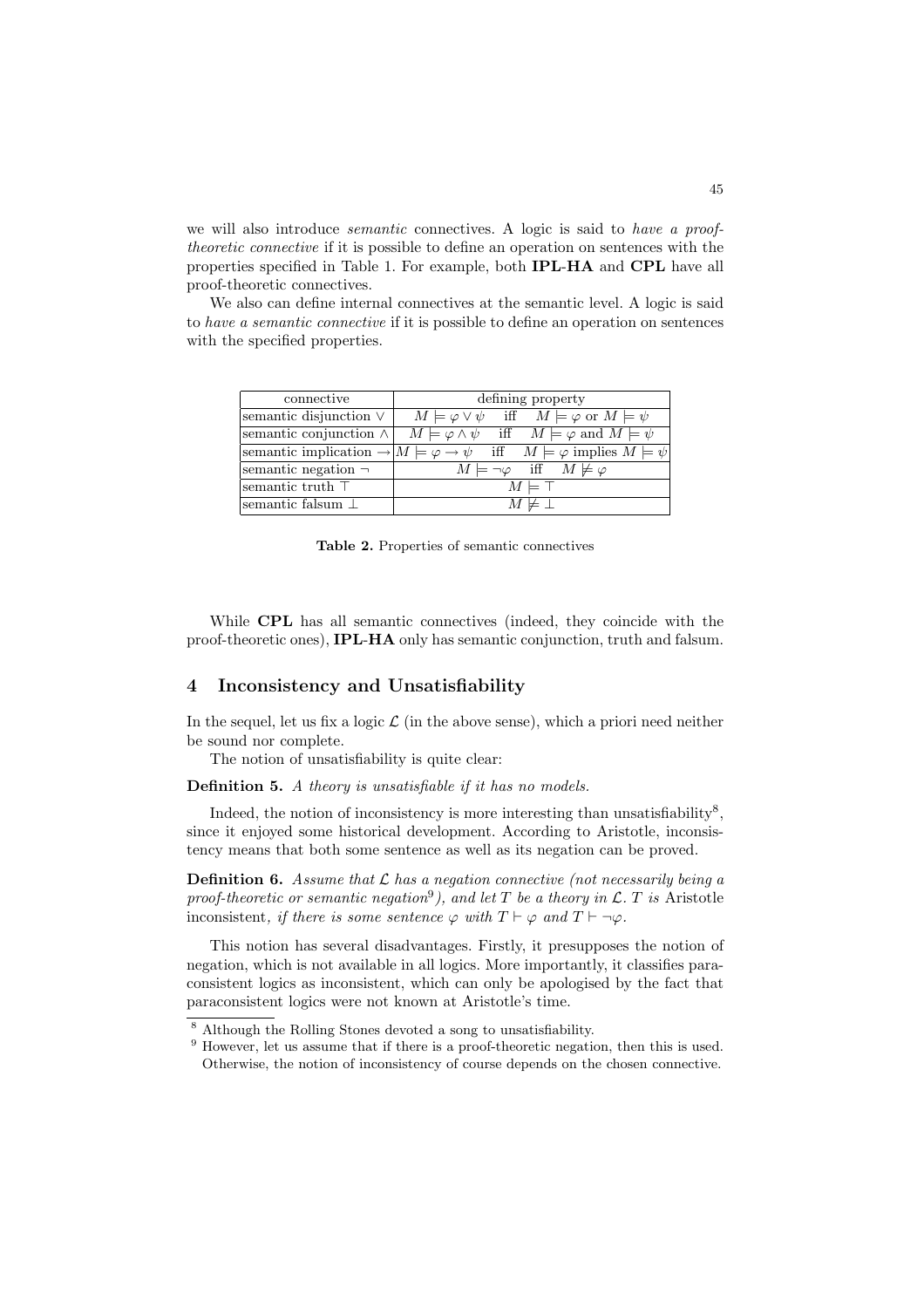we will also introduce *semantic* connectives. A logic is said to *have a proof-theoretic connective* if it is possible to define an operation on sentences with the properties specified in Table 1. For example, both **IPL-HA** and **CPL** have all proof-theoretic connectives.

We also can define internal connectives at the semantic level. A logic is said to *have a semantic connective* if it is possible to define an operation on sentences with the specified properties.

| connective | defining property |
|---|---|
| semantic disjunction $\vee$ | $M \models \varphi \vee \psi$ iff $M \models \varphi$ or $M \models \psi$ |
| semantic conjunction $\wedge$ | $M \models \varphi \wedge \psi$ iff $M \models \varphi$ and $M \models \psi$ |
| semantic implication $\rightarrow$ | $M \models \varphi \rightarrow \psi$ iff $M \models \varphi$ implies $M \models \psi$ |
| semantic negation $\neg$ | $M \models \neg\varphi$ iff $M \not\models \varphi$ |
| semantic truth $\top$ | $M \models \top$ |
| semantic falsum $\bot$ | $M \not\models \bot$ |

**Table 2.** Properties of semantic connectives

While **CPL** has all semantic connectives (indeed, they coincide with the proof-theoretic ones), **IPL-HA** only has semantic conjunction, truth and falsum.

## 4 Inconsistency and Unsatisfiability

In the sequel, let us fix a logic $\mathcal{L}$ (in the above sense), which a priori need neither be sound nor complete.

The notion of unsatisfiability is quite clear:

**Definition 5.** *A theory is unsatisfiable if it has no models.*

Indeed, the notion of inconsistency is more interesting than unsatisfiability[8], since it enjoyed some historical development. According to Aristotle, inconsistency means that both some sentence as well as its negation can be proved.

**Definition 6.** *Assume that $\mathcal{L}$ has a negation connective (not necessarily being a proof-theoretic or semantic negation[9]), and let $T$ be a theory in $\mathcal{L}$. $T$ is* Aristotle *inconsistent, if there is some sentence $\varphi$ with $T \vdash \varphi$ and $T \vdash \neg\varphi$.*

This notion has several disadvantages. Firstly, it presupposes the notion of negation, which is not available in all logics. More importantly, it classifies paraconsistent logics as inconsistent, which can only be apologised by the fact that paraconsistent logics were not known at Aristotle's time.

[8] Although the Rolling Stones devoted a song to unsatisfiability.

[9] However, let us assume that if there is a proof-theoretic negation, then this is used. Otherwise, the notion of inconsistency of course depends on the chosen connective.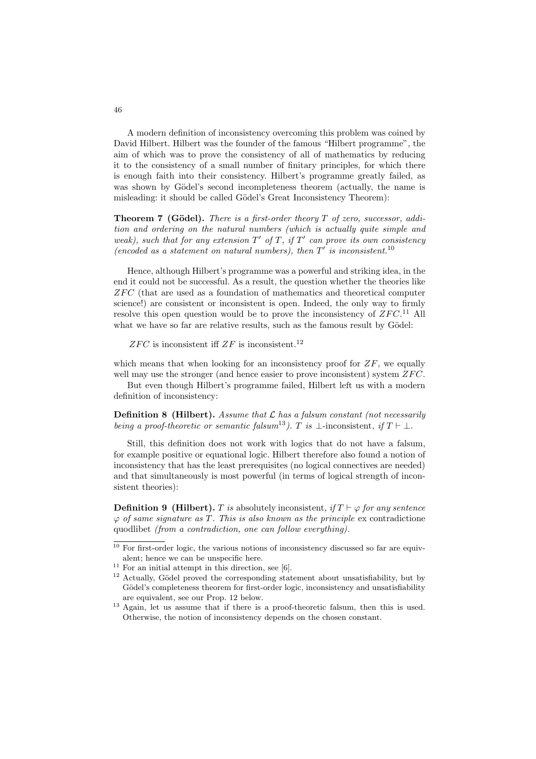A modern definition of inconsistency overcoming this problem was coined by David Hilbert. Hilbert was the founder of the famous "Hilbert programme", the aim of which was to prove the consistency of all of mathematics by reducing it to the consistency of a small number of finitary principles, for which there is enough faith into their consistency. Hilbert's programme greatly failed, as was shown by Gödel's second incompleteness theorem (actually, the name is misleading: it should be called Gödel's Great Inconsistency Theorem):

**Theorem 7 (Gödel).** *There is a first-order theory $T$ of zero, successor, addition and ordering on the natural numbers (which is actually quite simple and weak), such that for any extension $T'$ of $T$, if $T'$ can prove its own consistency (encoded as a statement on natural numbers), then $T'$ is inconsistent.*[10]

Hence, although Hilbert's programme was a powerful and striking idea, in the end it could not be successful. As a result, the question whether the theories like $ZFC$ (that are used as a foundation of mathematics and theoretical computer science!) are consistent or inconsistent is open. Indeed, the only way to firmly resolve this open question would be to prove the inconsistency of $ZFC$.[11] All what we have so far are relative results, such as the famous result by Gödel:

$ZFC$ is inconsistent iff $ZF$ is inconsistent.[12]

which means that when looking for an inconsistency proof for $ZF$, we equally well may use the stronger (and hence easier to prove inconsistent) system $ZFC$.

But even though Hilbert's programme failed, Hilbert left us with a modern definition of inconsistency:

**Definition 8 (Hilbert).** *Assume that $\mathcal{L}$ has a falsum constant (not necessarily being a proof-theoretic or semantic falsum*[13]*). $T$ is* $\bot$-inconsistent*, if $T \vdash \bot$.*

Still, this definition does not work with logics that do not have a falsum, for example positive or equational logic. Hilbert therefore also found a notion of inconsistency that has the least prerequisites (no logical connectives are needed) and that simultaneously is most powerful (in terms of logical strength of inconsistent theories):

**Definition 9 (Hilbert).** *$T$ is* absolutely inconsistent*, if $T \vdash \varphi$ for any sentence $\varphi$ of same signature as $T$. This is also known as the principle* ex contradictione quodlibet *(from a contradiction, one can follow everything).*

---

[10] For first-order logic, the various notions of inconsistency discussed so far are equivalent; hence we can be unspecific here.

[11] For an initial attempt in this direction, see [6].

[12] Actually, Gödel proved the corresponding statement about unsatisfiability, but by Gödel's completeness theorem for first-order logic, inconsistency and unsatisfiability are equivalent, see our Prop. 12 below.

[13] Again, let us assume that if there is a proof-theoretic falsum, then this is used. Otherwise, the notion of inconsistency depends on the chosen constant.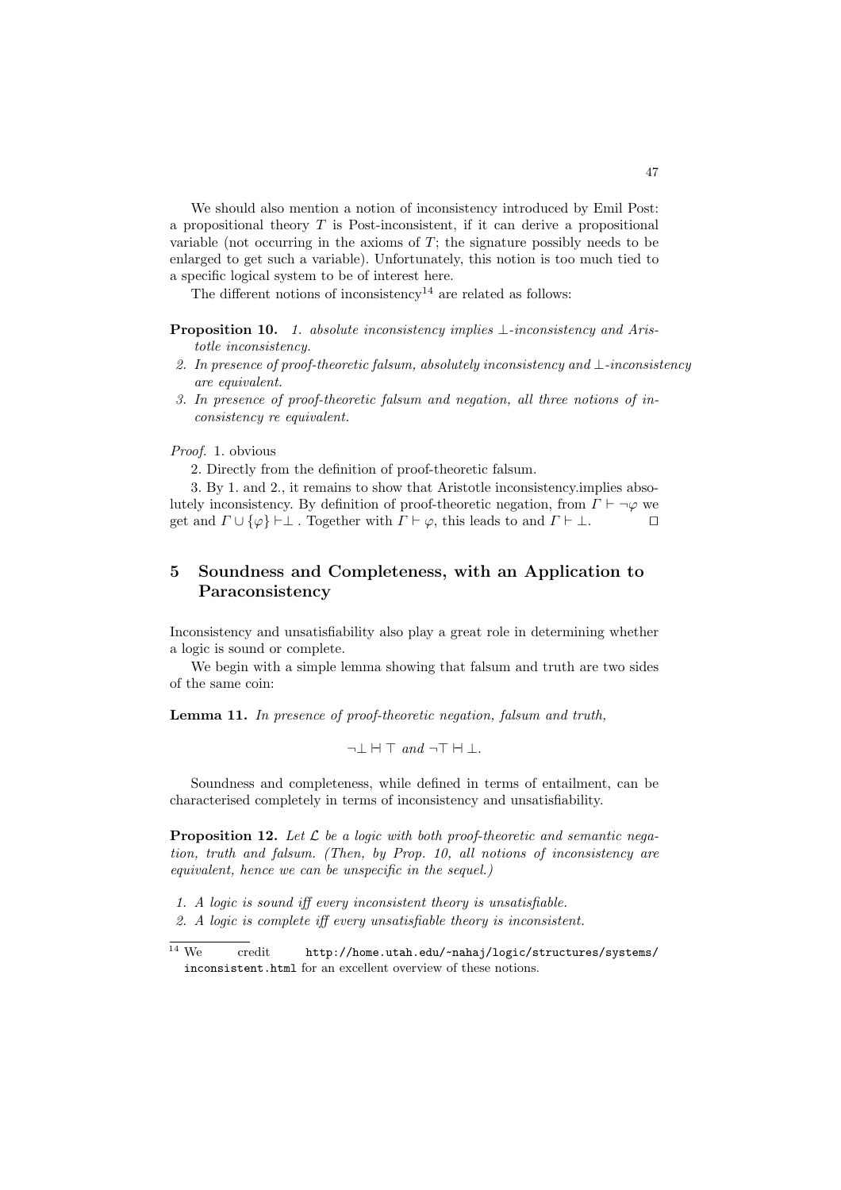We should also mention a notion of inconsistency introduced by Emil Post: a propositional theory $T$ is Post-inconsistent, if it can derive a propositional variable (not occurring in the axioms of $T$; the signature possibly needs to be enlarged to get such a variable). Unfortunately, this notion is too much tied to a specific logical system to be of interest here.

The different notions of inconsistency[14] are related as follows:

**Proposition 10.** *1. absolute inconsistency implies $\bot$-inconsistency and Aristotle inconsistency.*

*2. In presence of proof-theoretic falsum, absolutely inconsistency and $\bot$-inconsistency are equivalent.*

*3. In presence of proof-theoretic falsum and negation, all three notions of inconsistency re equivalent.*

*Proof.* 1. obvious

2. Directly from the definition of proof-theoretic falsum.

3. By 1. and 2., it remains to show that Aristotle inconsistency.implies absolutely inconsistency. By definition of proof-theoretic negation, from $\Gamma \vdash \neg\varphi$ we get and $\Gamma \cup \{\varphi\} \vdash \bot$ . Together with $\Gamma \vdash \varphi$, this leads to and $\Gamma \vdash \bot$. $\square$

## 5 Soundness and Completeness, with an Application to Paraconsistency

Inconsistency and unsatisfiability also play a great role in determining whether a logic is sound or complete.

We begin with a simple lemma showing that falsum and truth are two sides of the same coin:

**Lemma 11.** *In presence of proof-theoretic negation, falsum and truth,*

$$\neg\bot \dashv\vdash \top \text{ and } \neg\top \dashv\vdash \bot.$$

Soundness and completeness, while defined in terms of entailment, can be characterised completely in terms of inconsistency and unsatisfiability.

**Proposition 12.** *Let $\mathcal{L}$ be a logic with both proof-theoretic and semantic negation, truth and falsum. (Then, by Prop. 10, all notions of inconsistency are equivalent, hence we can be unspecific in the sequel.)*

*1. A logic is sound iff every inconsistent theory is unsatisfiable.*

*2. A logic is complete iff every unsatisfiable theory is inconsistent.*

[14] We credit `http://home.utah.edu/~nahaj/logic/structures/systems/inconsistent.html` for an excellent overview of these notions.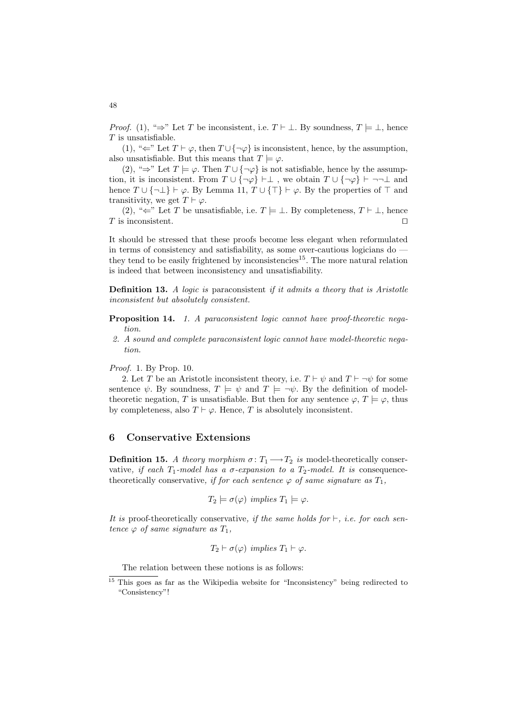*Proof.* (1), "⇒" Let $T$ be inconsistent, i.e. $T \vdash \bot$. By soundness, $T \models \bot$, hence $T$ is unsatisfiable.

(1), "⇐" Let $T \vdash \varphi$, then $T \cup \{\neg\varphi\}$ is inconsistent, hence, by the assumption, also unsatisfiable. But this means that $T \models \varphi$.

(2), "⇒" Let $T \models \varphi$. Then $T \cup \{\neg\varphi\}$ is not satisfiable, hence by the assumption, it is inconsistent. From $T \cup \{\neg\varphi\} \vdash \bot$ , we obtain $T \cup \{\neg\varphi\} \vdash \neg\neg\bot$ and hence $T \cup \{\neg\bot\} \vdash \varphi$. By Lemma 11, $T \cup \{\top\} \vdash \varphi$. By the properties of $\top$ and transitivity, we get $T \vdash \varphi$.

(2), "⇐" Let $T$ be unsatisfiable, i.e. $T \models \bot$. By completeness, $T \vdash \bot$, hence $T$ is inconsistent. □

It should be stressed that these proofs become less elegant when reformulated in terms of consistency and satisfiability, as some over-cautious logicians do — they tend to be easily frightened by inconsistencies[15]. The more natural relation is indeed that between inconsistency and unsatisfiability.

**Definition 13.** *A logic is* paraconsistent *if it admits a theory that is Aristotle inconsistent but absolutely consistent.*

**Proposition 14.** *1. A paraconsistent logic cannot have proof-theoretic negation.*
*2. A sound and complete paraconsistent logic cannot have model-theoretic negation.*

*Proof.* 1. By Prop. 10.

2. Let $T$ be an Aristotle inconsistent theory, i.e. $T \vdash \psi$ and $T \vdash \neg\psi$ for some sentence $\psi$. By soundness, $T \models \psi$ and $T \models \neg\psi$. By the definition of model-theoretic negation, $T$ is unsatisfiable. But then for any sentence $\varphi$, $T \models \varphi$, thus by completeness, also $T \vdash \varphi$. Hence, $T$ is absolutely inconsistent.

## 6 Conservative Extensions

**Definition 15.** *A theory morphism $\sigma\colon T_1 \longrightarrow T_2$ is* model-theoretically conservative*, if each $T_1$-model has a $\sigma$-expansion to a $T_2$-model. It is* consequence-theoretically conservative*, if for each sentence $\varphi$ of same signature as $T_1$,*

$$T_2 \models \sigma(\varphi) \text{ implies } T_1 \models \varphi.$$

*It is* proof-theoretically conservative*, if the same holds for $\vdash$, i.e. for each sentence $\varphi$ of same signature as $T_1$,*

$$T_2 \vdash \sigma(\varphi) \text{ implies } T_1 \vdash \varphi.$$

The relation between these notions is as follows:

[15] This goes as far as the Wikipedia website for "Inconsistency" being redirected to "Consistency"!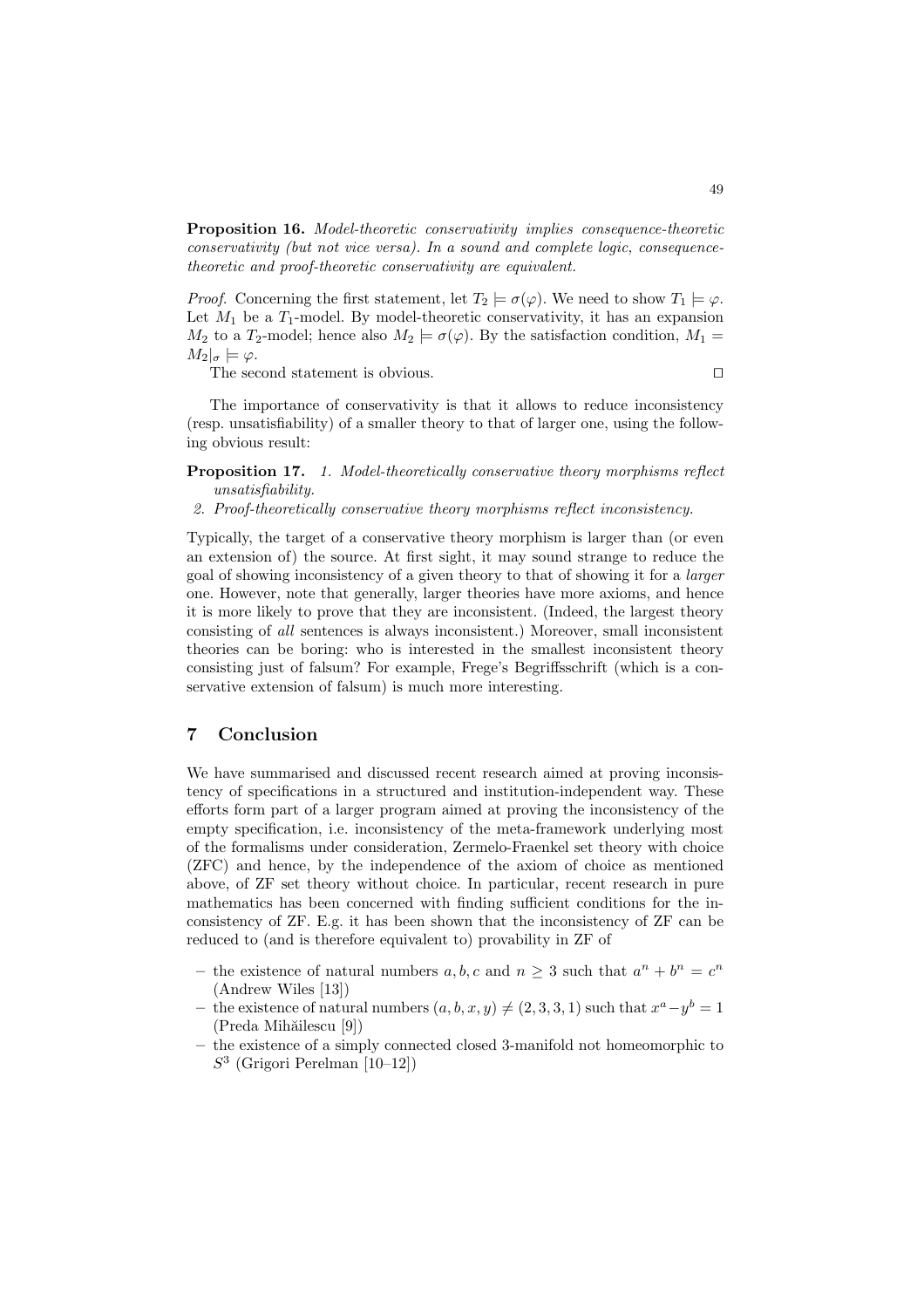**Proposition 16.** *Model-theoretic conservativity implies consequence-theoretic conservativity (but not vice versa). In a sound and complete logic, consequence-theoretic and proof-theoretic conservativity are equivalent.*

*Proof.* Concerning the first statement, let $T_2 \models \sigma(\varphi)$. We need to show $T_1 \models \varphi$. Let $M_1$ be a $T_1$-model. By model-theoretic conservativity, it has an expansion $M_2$ to a $T_2$-model; hence also $M_2 \models \sigma(\varphi)$. By the satisfaction condition, $M_1 = M_2|_\sigma \models \varphi$.

The second statement is obvious. $\square$

The importance of conservativity is that it allows to reduce inconsistency (resp. unsatisfiability) of a smaller theory to that of larger one, using the following obvious result:

**Proposition 17.** *1. Model-theoretically conservative theory morphisms reflect unsatisfiability.*

*2. Proof-theoretically conservative theory morphisms reflect inconsistency.*

Typically, the target of a conservative theory morphism is larger than (or even an extension of) the source. At first sight, it may sound strange to reduce the goal of showing inconsistency of a given theory to that of showing it for a *larger* one. However, note that generally, larger theories have more axioms, and hence it is more likely to prove that they are inconsistent. (Indeed, the largest theory consisting of *all* sentences is always inconsistent.) Moreover, small inconsistent theories can be boring: who is interested in the smallest inconsistent theory consisting just of falsum? For example, Frege's Begriffsschrift (which is a conservative extension of falsum) is much more interesting.

## 7 Conclusion

We have summarised and discussed recent research aimed at proving inconsistency of specifications in a structured and institution-independent way. These efforts form part of a larger program aimed at proving the inconsistency of the empty specification, i.e. inconsistency of the meta-framework underlying most of the formalisms under consideration, Zermelo-Fraenkel set theory with choice (ZFC) and hence, by the independence of the axiom of choice as mentioned above, of ZF set theory without choice. In particular, recent research in pure mathematics has been concerned with finding sufficient conditions for the inconsistency of ZF. E.g. it has been shown that the inconsistency of ZF can be reduced to (and is therefore equivalent to) provability in ZF of

- the existence of natural numbers $a, b, c$ and $n \geq 3$ such that $a^n + b^n = c^n$ (Andrew Wiles [13])
- the existence of natural numbers $(a, b, x, y) \neq (2, 3, 3, 1)$ such that $x^a - y^b = 1$ (Preda Mihăilescu [9])
- the existence of a simply connected closed 3-manifold not homeomorphic to $S^3$ (Grigori Perelman [10–12])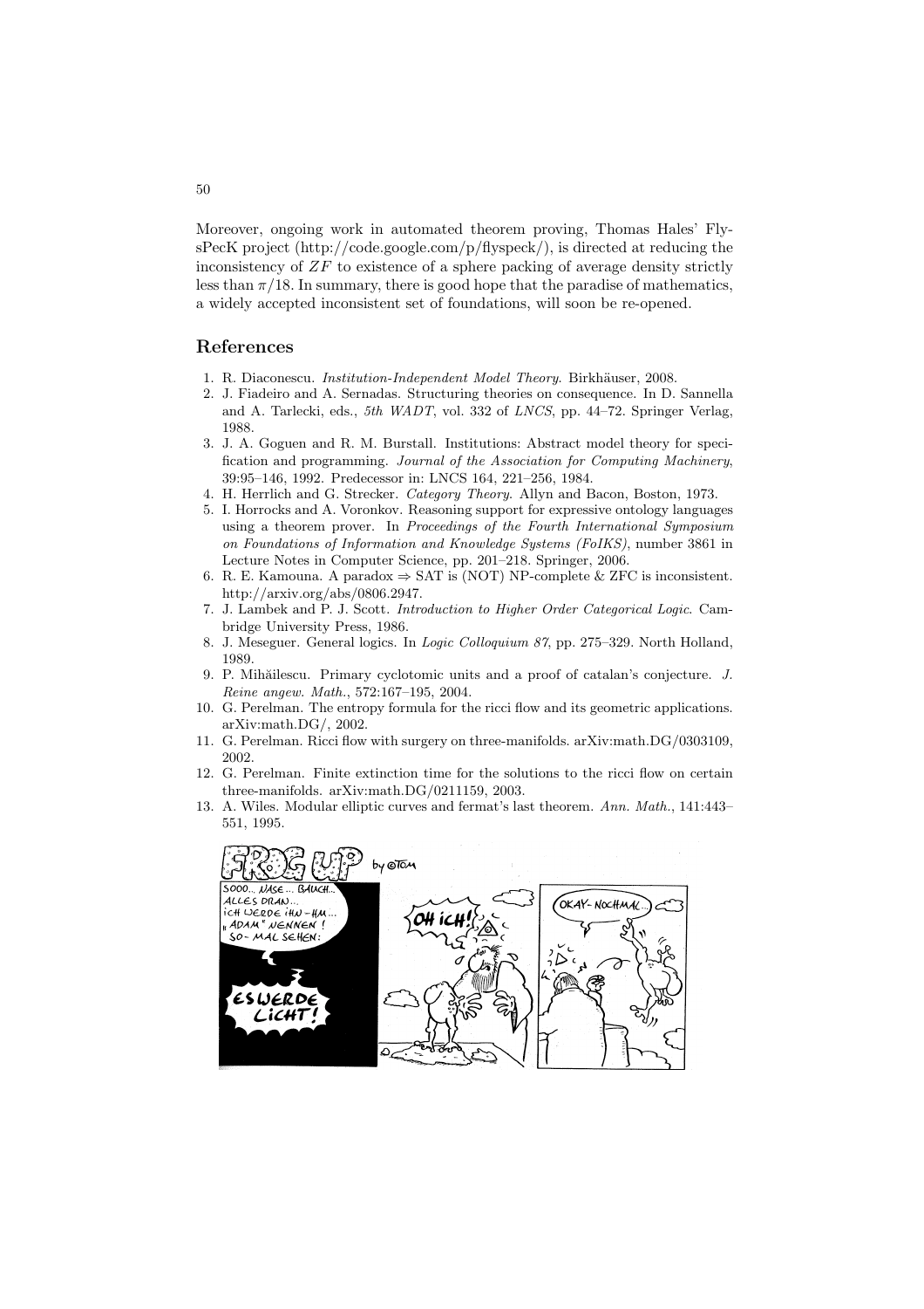Moreover, ongoing work in automated theorem proving, Thomas Hales' FlysPecK project (http://code.google.com/p/flyspeck/), is directed at reducing the inconsistency of $ZF$ to existence of a sphere packing of average density strictly less than $\pi/18$. In summary, there is good hope that the paradise of mathematics, a widely accepted inconsistent set of foundations, will soon be re-opened.

## References

1. R. Diaconescu. *Institution-Independent Model Theory*. Birkhäuser, 2008.
2. J. Fiadeiro and A. Sernadas. Structuring theories on consequence. In D. Sannella and A. Tarlecki, eds., *5th WADT*, vol. 332 of *LNCS*, pp. 44–72. Springer Verlag, 1988.
3. J. A. Goguen and R. M. Burstall. Institutions: Abstract model theory for specification and programming. *Journal of the Association for Computing Machinery*, 39:95–146, 1992. Predecessor in: LNCS 164, 221–256, 1984.
4. H. Herrlich and G. Strecker. *Category Theory*. Allyn and Bacon, Boston, 1973.
5. I. Horrocks and A. Voronkov. Reasoning support for expressive ontology languages using a theorem prover. In *Proceedings of the Fourth International Symposium on Foundations of Information and Knowledge Systems (FoIKS)*, number 3861 in Lecture Notes in Computer Science, pp. 201–218. Springer, 2006.
6. R. E. Kamouna. A paradox ⇒ SAT is (NOT) NP-complete & ZFC is inconsistent. http://arxiv.org/abs/0806.2947.
7. J. Lambek and P. J. Scott. *Introduction to Higher Order Categorical Logic*. Cambridge University Press, 1986.
8. J. Meseguer. General logics. In *Logic Colloquium 87*, pp. 275–329. North Holland, 1989.
9. P. Mihăilescu. Primary cyclotomic units and a proof of catalan's conjecture. *J. Reine angew. Math.*, 572:167–195, 2004.
10. G. Perelman. The entropy formula for the ricci flow and its geometric applications. arXiv:math.DG/, 2002.
11. G. Perelman. Ricci flow with surgery on three-manifolds. arXiv:math.DG/0303109, 2002.
12. G. Perelman. Finite extinction time for the solutions to the ricci flow on certain three-manifolds. arXiv:math.DG/0211159, 2003.
13. A. Wiles. Modular elliptic curves and fermat's last theorem. *Ann. Math.*, 141:443–551, 1995.